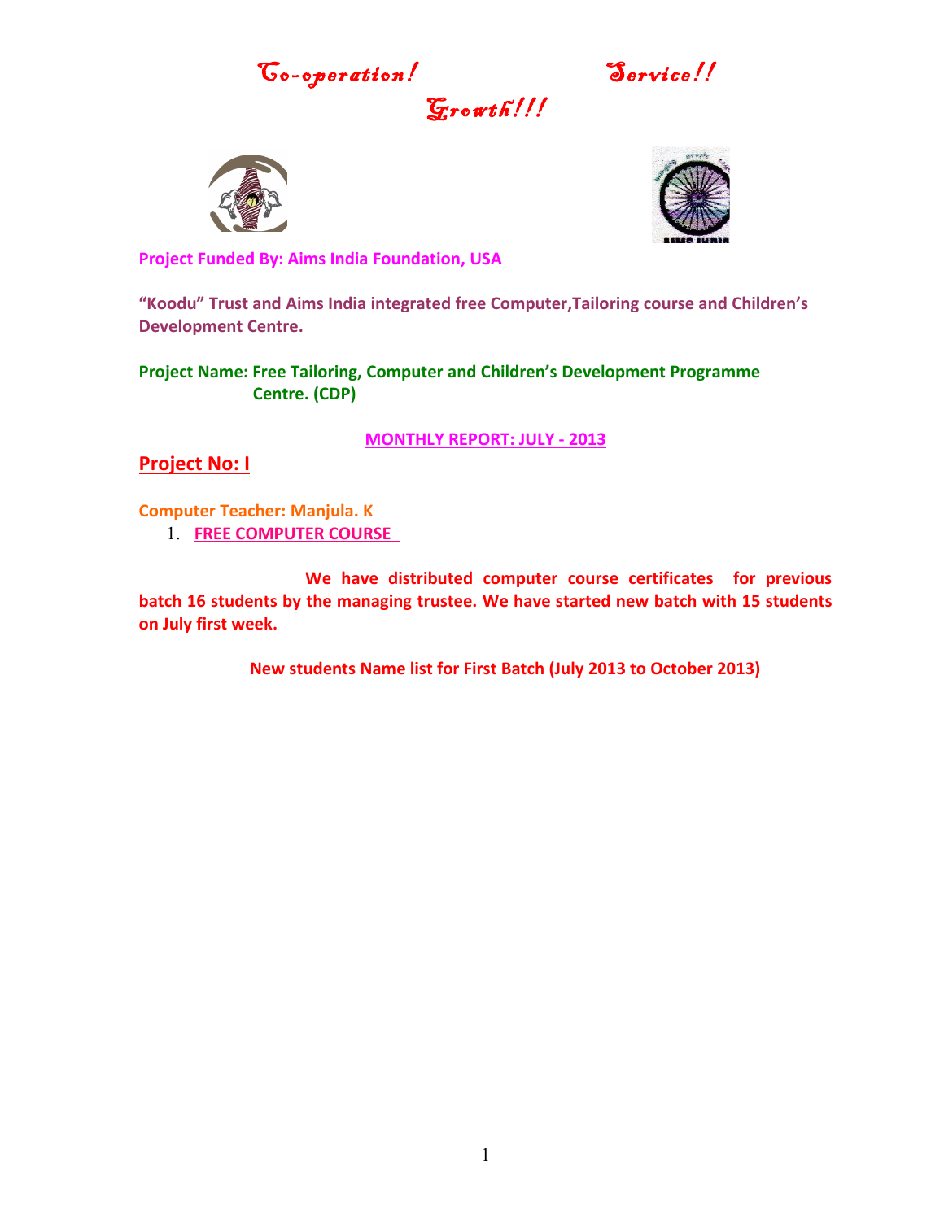*Co-operation! Service!! Growth!!!*

**Project Funded By: Aims India Foundation, USA**

**"Koodu" Trust and Aims India integrated free Computer,Tailoring course and Children's Development Centre.**

**Project Name: Free Tailoring, Computer and Children's Development Programme Centre. (CDP)**

## MONTHLY REPORT: JULY - 2013

## Project No: I

**Computer Teacher: Manjula. K**

1. **FREE COMPUTER COURSE**

**We have distributed computer course certificates for previous batch 16 students by the managing trustee. We have started new batch with 15 students on July first week.**

**New students Name list for First Batch (July 2013 to October 2013)**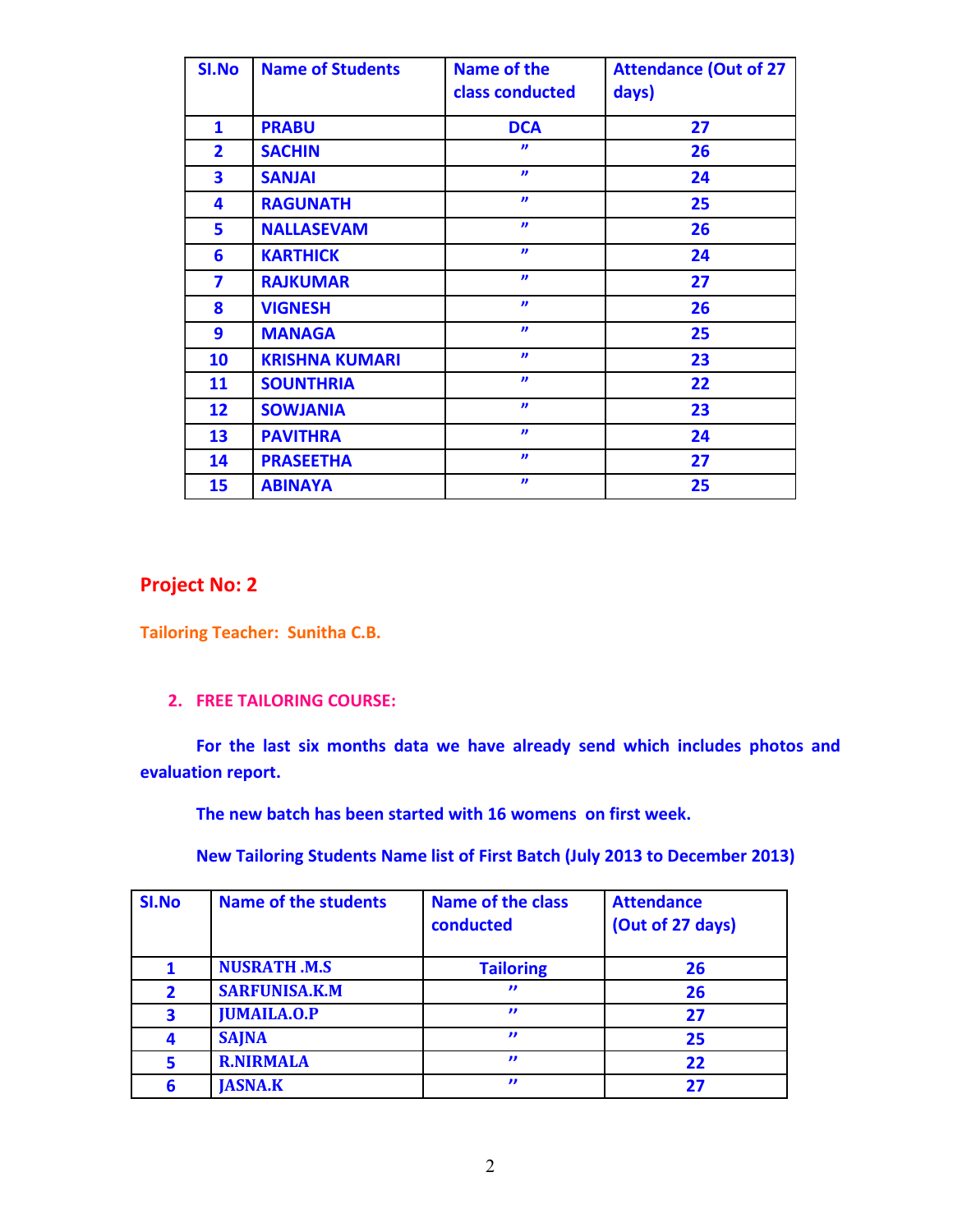| SI.No | Name of Students | Name of the class conducted | Attendance (Out of 27 days) |
|---|---|---|---|
| 1 | PRABU | DCA | 27 |
| 2 | SACHIN | " | 26 |
| 3 | SANJAI | " | 24 |
| 4 | RAGUNATH | " | 25 |
| 5 | NALLASEVAM | " | 26 |
| 6 | KARTHICK | " | 24 |
| 7 | RAJKUMAR | " | 27 |
| 8 | VIGNESH | " | 26 |
| 9 | MANAGA | " | 25 |
| 10 | KRISHNA KUMARI | " | 23 |
| 11 | SOUNTHRIA | " | 22 |
| 12 | SOWJANIA | " | 23 |
| 13 | PAVITHRA | " | 24 |
| 14 | PRASEETHA | " | 27 |
| 15 | ABINAYA | " | 25 |

## Project No: 2

**Tailoring Teacher: Sunitha C.B.**

### 2. FREE TAILORING COURSE:

**For the last six months data we have already send which includes photos and evaluation report.**

**The new batch has been started with 16 womens on first week.**

**New Tailoring Students Name list of First Batch (July 2013 to December 2013)**

| SI.No | Name of the students | Name of the class conducted | Attendance (Out of 27 days) |
|---|---|---|---|
| 1 | NUSRATH .M.S | Tailoring | 26 |
| 2 | SARFUNISA.K.M | " | 26 |
| 3 | JUMAILA.O.P | " | 27 |
| 4 | SAJNA | " | 25 |
| 5 | R.NIRMALA | " | 22 |
| 6 | JASNA.K | " | 27 |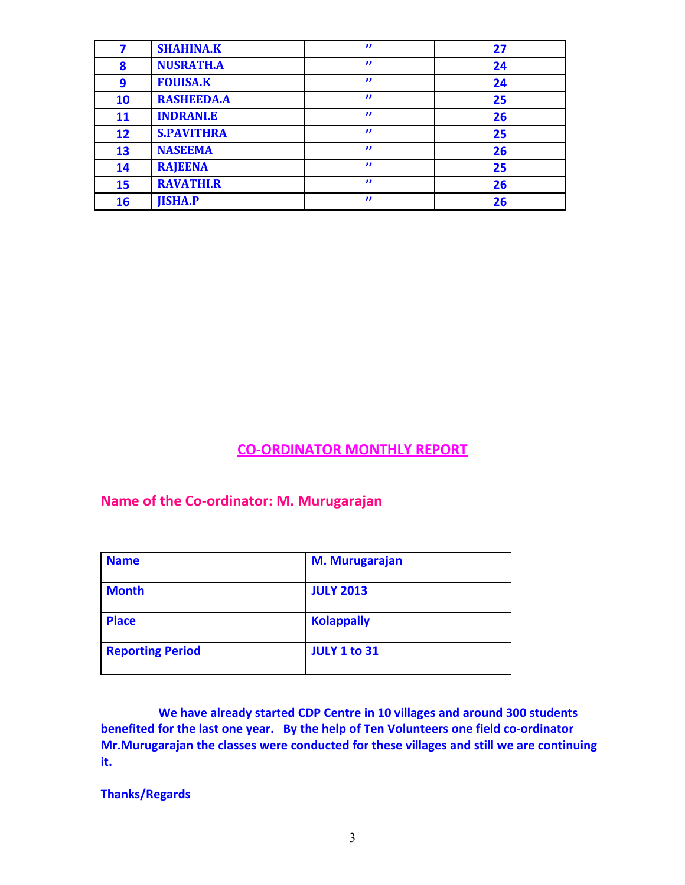| 7 | SHAHINA.K | ” | 27 |
|---|---|---|---|
| 8 | NUSRATH.A | ” | 24 |
| 9 | FOUISA.K | ” | 24 |
| 10 | RASHEEDA.A | ” | 25 |
| 11 | INDRANI.E | ” | 26 |
| 12 | S.PAVITHRA | ” | 25 |
| 13 | NASEEMA | ” | 26 |
| 14 | RAJEENA | ” | 25 |
| 15 | RAVATHI.R | ” | 26 |
| 16 | JISHA.P | ” | 26 |

## CO-ORDINATOR MONTHLY REPORT

### Name of the Co-ordinator: M. Murugarajan

| Name | M. Murugarajan |
|---|---|
| Month | JULY 2013 |
| Place | Kolappally |
| Reporting Period | JULY 1 to 31 |

**We have already started CDP Centre in 10 villages and around 300 students benefited for the last one year. By the help of Ten Volunteers one field co-ordinator Mr.Murugarajan the classes were conducted for these villages and still we are continuing it.**

**Thanks/Regards**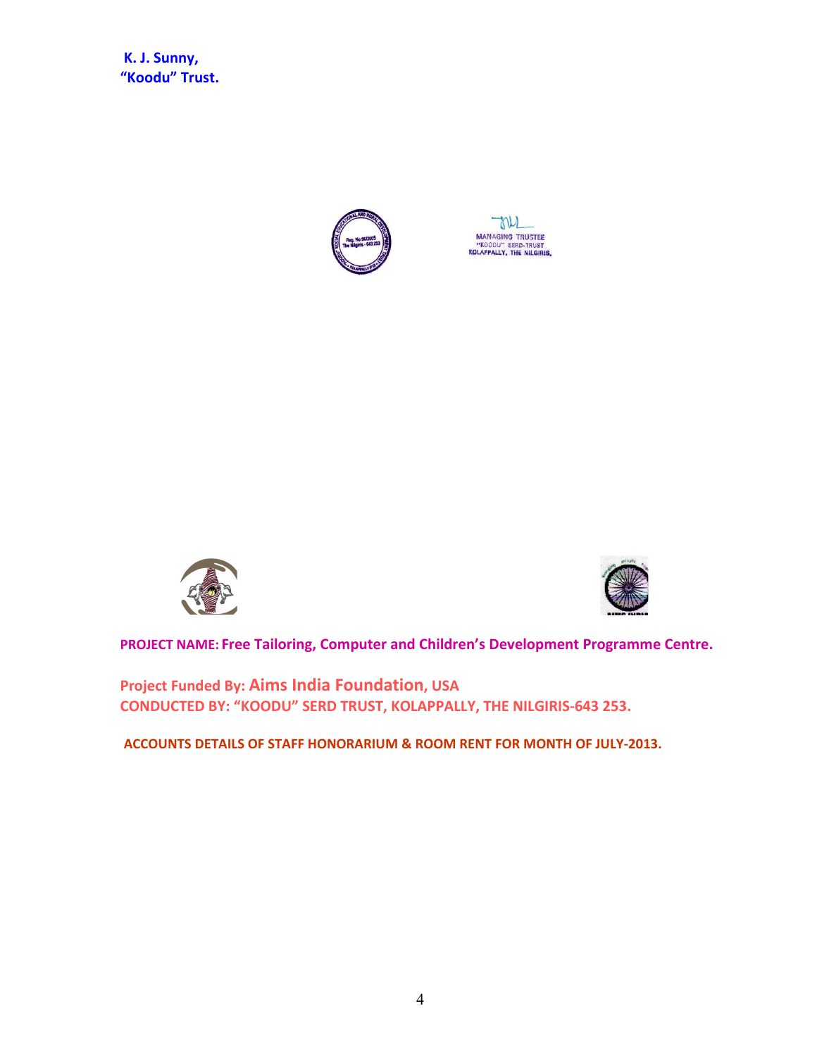**K. J. Sunny,**
**"Koodu" Trust.**

MANAGING TRUSTEE
"KOODU" SERD-TRUST
KOLAPPALLY, THE NILGIRIS.

**PROJECT NAME: Free Tailoring, Computer and Children's Development Programme Centre.**

**Project Funded By: Aims India Foundation, USA**
**CONDUCTED BY: "KOODU" SERD TRUST, KOLAPPALLY, THE NILGIRIS-643 253.**

**ACCOUNTS DETAILS OF STAFF HONORARIUM & ROOM RENT FOR MONTH OF JULY-2013.**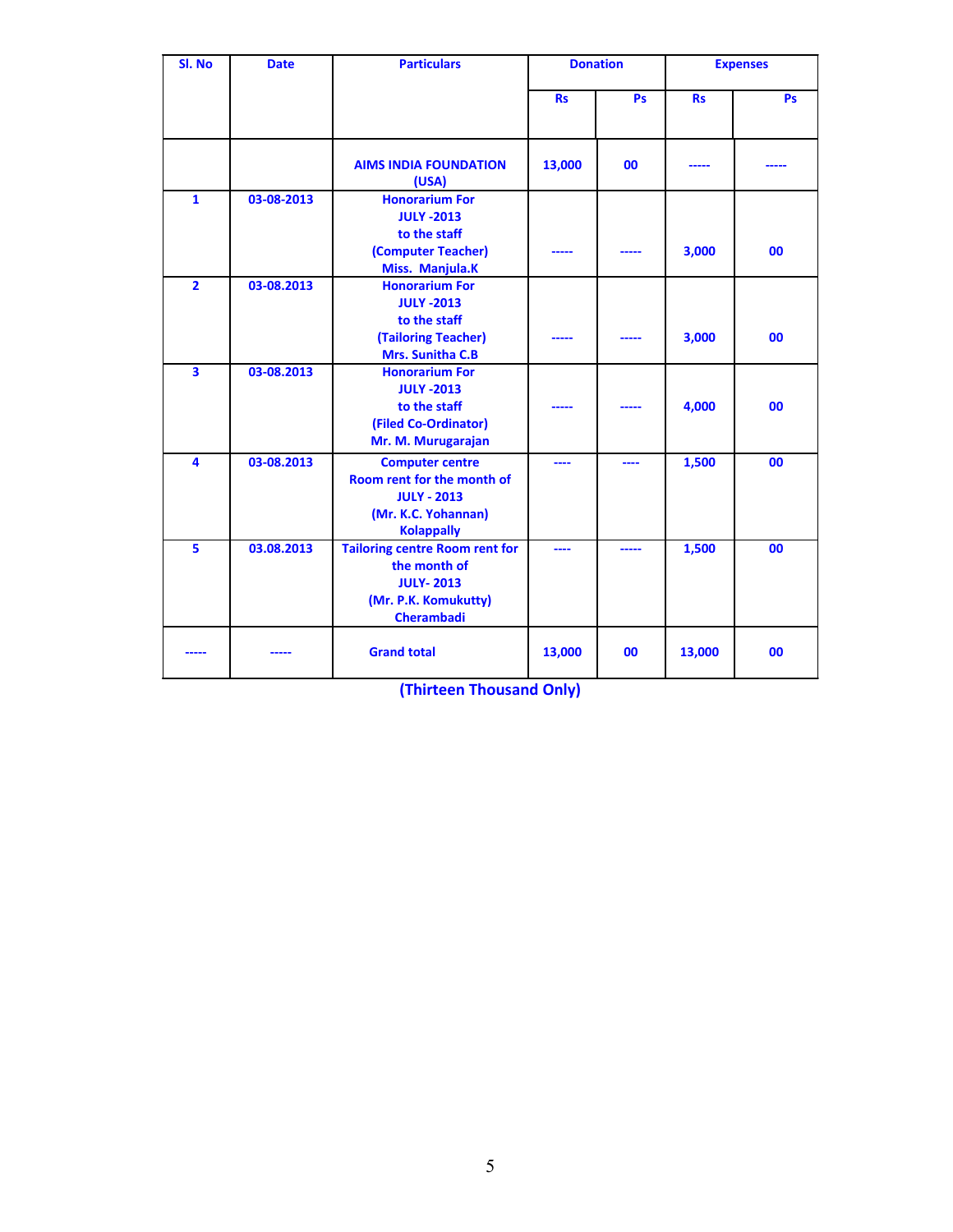| Sl. No | Date | Particulars | Donation | | Expenses | |
|---|---|---|---|---|---|---|
| | | | Rs | Ps | Rs | Ps |
| | | AIMS INDIA FOUNDATION (USA) | 13,000 | 00 | ----- | ----- |
| 1 | 03-08-2013 | Honorarium For JULY -2013 to the staff (Computer Teacher) Miss. Manjula.K | ----- | ----- | 3,000 | 00 |
| 2 | 03-08.2013 | Honorarium For JULY -2013 to the staff (Tailoring Teacher) Mrs. Sunitha C.B | ----- | ----- | 3,000 | 00 |
| 3 | 03-08.2013 | Honorarium For JULY -2013 to the staff (Filed Co-Ordinator) Mr. M. Murugarajan | ----- | ----- | 4,000 | 00 |
| 4 | 03-08.2013 | Computer centre Room rent for the month of JULY - 2013 (Mr. K.C. Yohannan) Kolappally | ---- | ---- | 1,500 | 00 |
| 5 | 03.08.2013 | Tailoring centre Room rent for the month of JULY- 2013 (Mr. P.K. Komukutty) Cherambadi | ---- | ----- | 1,500 | 00 |
| ----- | ----- | Grand total | 13,000 | 00 | 13,000 | 00 |

**(Thirteen Thousand Only)**